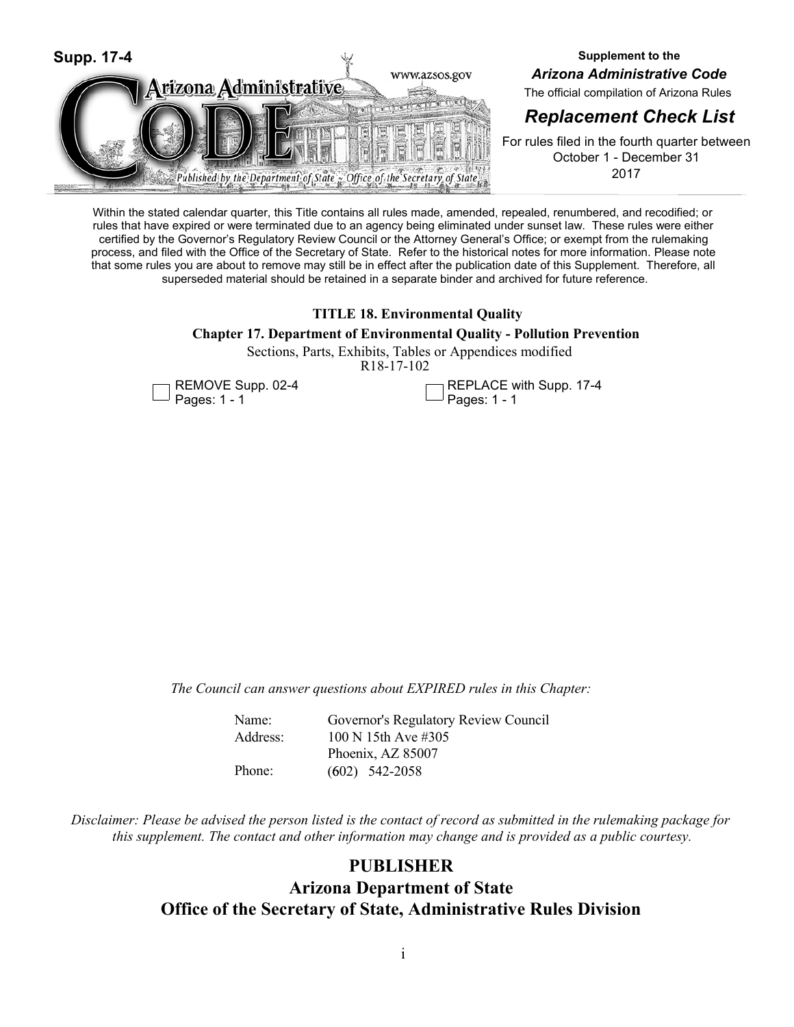Supp. 17-4

Arizona Administrative CODE

www.azsos.gov

Published by the Department of State ~ Office of the Secretary of State

**Supplement to the**

***Arizona Administrative Code***

The official compilation of Arizona Rules

## *Replacement Check List*

For rules filed in the fourth quarter between October 1 - December 31 2017

Within the stated calendar quarter, this Title contains all rules made, amended, repealed, renumbered, and recodified; or rules that have expired or were terminated due to an agency being eliminated under sunset law. These rules were either certified by the Governor's Regulatory Review Council or the Attorney General's Office; or exempt from the rulemaking process, and filed with the Office of the Secretary of State. Refer to the historical notes for more information. Please note that some rules you are about to remove may still be in effect after the publication date of this Supplement. Therefore, all superseded material should be retained in a separate binder and archived for future reference.

**TITLE 18. Environmental Quality**

**Chapter 17. Department of Environmental Quality - Pollution Prevention**

Sections, Parts, Exhibits, Tables or Appendices modified

R18-17-102

| | |
|---|---|
| ☐ REMOVE Supp. 02-4 Pages: 1 - 1 | ☐ REPLACE with Supp. 17-4 Pages: 1 - 1 |

*The Council can answer questions about EXPIRED rules in this Chapter:*

| | |
|---|---|
| Name: | Governor's Regulatory Review Council |
| Address: | 100 N 15th Ave #305 |
| | Phoenix, AZ 85007 |
| Phone: | (602) 542-2058 |

*Disclaimer: Please be advised the person listed is the contact of record as submitted in the rulemaking package for this supplement. The contact and other information may change and is provided as a public courtesy.*

**PUBLISHER**

**Arizona Department of State**

**Office of the Secretary of State, Administrative Rules Division**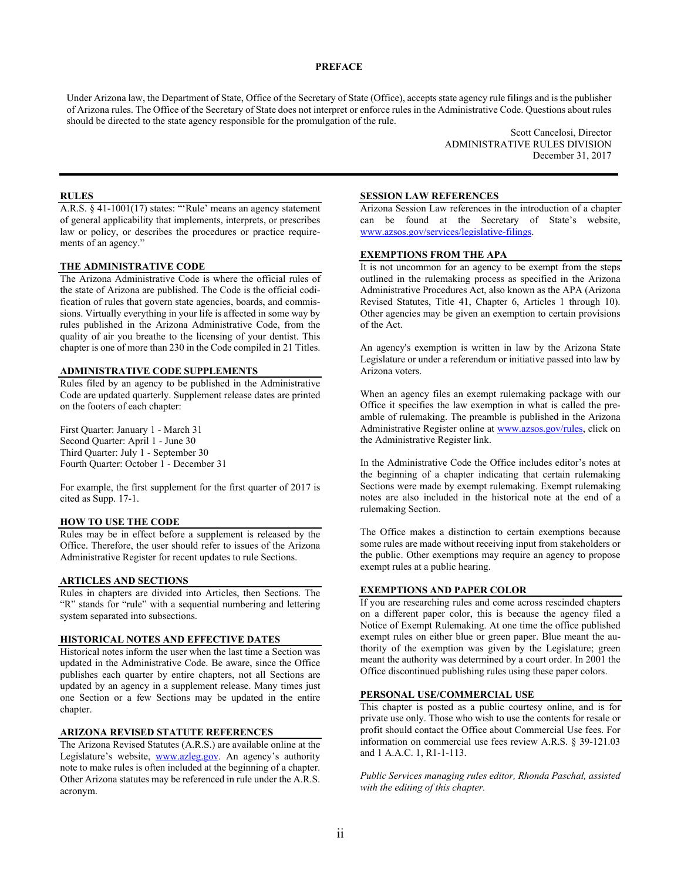# PREFACE

Under Arizona law, the Department of State, Office of the Secretary of State (Office), accepts state agency rule filings and is the publisher of Arizona rules. The Office of the Secretary of State does not interpret or enforce rules in the Administrative Code. Questions about rules should be directed to the state agency responsible for the promulgation of the rule.

Scott Cancelosi, Director
ADMINISTRATIVE RULES DIVISION
December 31, 2017

## RULES

A.R.S. § 41-1001(17) states: "'Rule' means an agency statement of general applicability that implements, interprets, or prescribes law or policy, or describes the procedures or practice requirements of an agency."

## THE ADMINISTRATIVE CODE

The Arizona Administrative Code is where the official rules of the state of Arizona are published. The Code is the official codification of rules that govern state agencies, boards, and commissions. Virtually everything in your life is affected in some way by rules published in the Arizona Administrative Code, from the quality of air you breathe to the licensing of your dentist. This chapter is one of more than 230 in the Code compiled in 21 Titles.

## ADMINISTRATIVE CODE SUPPLEMENTS

Rules filed by an agency to be published in the Administrative Code are updated quarterly. Supplement release dates are printed on the footers of each chapter:

First Quarter: January 1 - March 31
Second Quarter: April 1 - June 30
Third Quarter: July 1 - September 30
Fourth Quarter: October 1 - December 31

For example, the first supplement for the first quarter of 2017 is cited as Supp. 17-1.

## HOW TO USE THE CODE

Rules may be in effect before a supplement is released by the Office. Therefore, the user should refer to issues of the Arizona Administrative Register for recent updates to rule Sections.

## ARTICLES AND SECTIONS

Rules in chapters are divided into Articles, then Sections. The "R" stands for "rule" with a sequential numbering and lettering system separated into subsections.

## HISTORICAL NOTES AND EFFECTIVE DATES

Historical notes inform the user when the last time a Section was updated in the Administrative Code. Be aware, since the Office publishes each quarter by entire chapters, not all Sections are updated by an agency in a supplement release. Many times just one Section or a few Sections may be updated in the entire chapter.

## ARIZONA REVISED STATUTE REFERENCES

The Arizona Revised Statutes (A.R.S.) are available online at the Legislature's website, www.azleg.gov. An agency's authority note to make rules is often included at the beginning of a chapter. Other Arizona statutes may be referenced in rule under the A.R.S. acronym.

## SESSION LAW REFERENCES

Arizona Session Law references in the introduction of a chapter can be found at the Secretary of State's website, www.azsos.gov/services/legislative-filings.

## EXEMPTIONS FROM THE APA

It is not uncommon for an agency to be exempt from the steps outlined in the rulemaking process as specified in the Arizona Administrative Procedures Act, also known as the APA (Arizona Revised Statutes, Title 41, Chapter 6, Articles 1 through 10). Other agencies may be given an exemption to certain provisions of the Act.

An agency's exemption is written in law by the Arizona State Legislature or under a referendum or initiative passed into law by Arizona voters.

When an agency files an exempt rulemaking package with our Office it specifies the law exemption in what is called the preamble of rulemaking. The preamble is published in the Arizona Administrative Register online at www.azsos.gov/rules, click on the Administrative Register link.

In the Administrative Code the Office includes editor's notes at the beginning of a chapter indicating that certain rulemaking Sections were made by exempt rulemaking. Exempt rulemaking notes are also included in the historical note at the end of a rulemaking Section.

The Office makes a distinction to certain exemptions because some rules are made without receiving input from stakeholders or the public. Other exemptions may require an agency to propose exempt rules at a public hearing.

## EXEMPTIONS AND PAPER COLOR

If you are researching rules and come across rescinded chapters on a different paper color, this is because the agency filed a Notice of Exempt Rulemaking. At one time the office published exempt rules on either blue or green paper. Blue meant the authority of the exemption was given by the Legislature; green meant the authority was determined by a court order. In 2001 the Office discontinued publishing rules using these paper colors.

## PERSONAL USE/COMMERCIAL USE

This chapter is posted as a public courtesy online, and is for private use only. Those who wish to use the contents for resale or profit should contact the Office about Commercial Use fees. For information on commercial use fees review A.R.S. § 39-121.03 and 1 A.A.C. 1, R1-1-113.

*Public Services managing rules editor, Rhonda Paschal, assisted with the editing of this chapter.*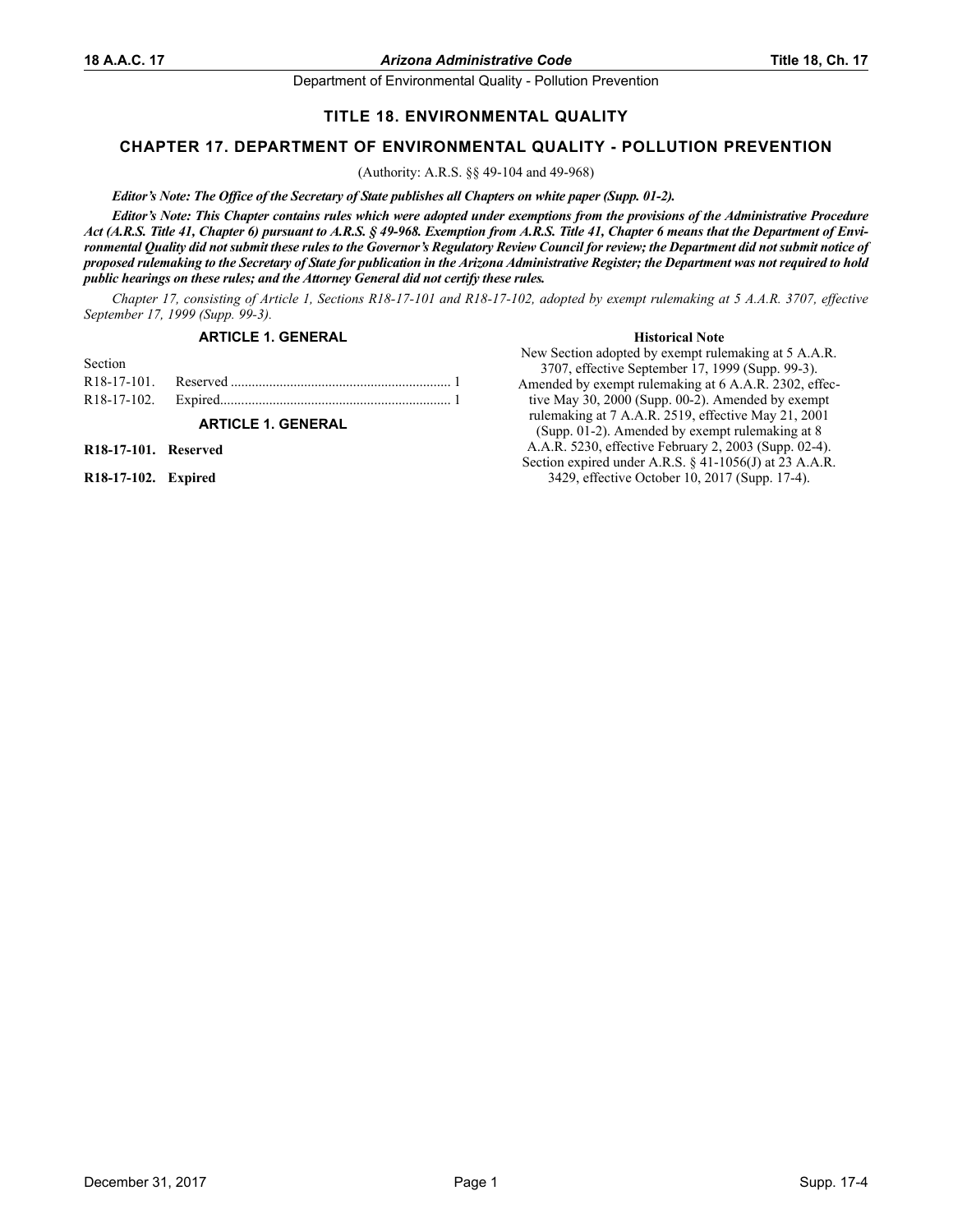# TITLE 18. ENVIRONMENTAL QUALITY

## CHAPTER 17. DEPARTMENT OF ENVIRONMENTAL QUALITY - POLLUTION PREVENTION

(Authority: A.R.S. §§ 49-104 and 49-968)

***Editor's Note: The Office of the Secretary of State publishes all Chapters on white paper (Supp. 01-2).***

***Editor's Note: This Chapter contains rules which were adopted under exemptions from the provisions of the Administrative Procedure Act (A.R.S. Title 41, Chapter 6) pursuant to A.R.S. § 49-968. Exemption from A.R.S. Title 41, Chapter 6 means that the Department of Environmental Quality did not submit these rules to the Governor's Regulatory Review Council for review; the Department did not submit notice of proposed rulemaking to the Secretary of State for publication in the Arizona Administrative Register; the Department was not required to hold public hearings on these rules; and the Attorney General did not certify these rules.***

*Chapter 17, consisting of Article 1, Sections R18-17-101 and R18-17-102, adopted by exempt rulemaking at 5 A.A.R. 3707, effective September 17, 1999 (Supp. 99-3).*

### ARTICLE 1. GENERAL

Section
R18-17-101. Reserved ............................................................... 1
R18-17-102. Expired.................................................................. 1

### ARTICLE 1. GENERAL

**R18-17-101. Reserved**

**R18-17-102. Expired**

**Historical Note**

New Section adopted by exempt rulemaking at 5 A.A.R. 3707, effective September 17, 1999 (Supp. 99-3). Amended by exempt rulemaking at 6 A.A.R. 2302, effective May 30, 2000 (Supp. 00-2). Amended by exempt rulemaking at 7 A.A.R. 2519, effective May 21, 2001 (Supp. 01-2). Amended by exempt rulemaking at 8 A.A.R. 5230, effective February 2, 2003 (Supp. 02-4). Section expired under A.R.S. § 41-1056(J) at 23 A.A.R. 3429, effective October 10, 2017 (Supp. 17-4).